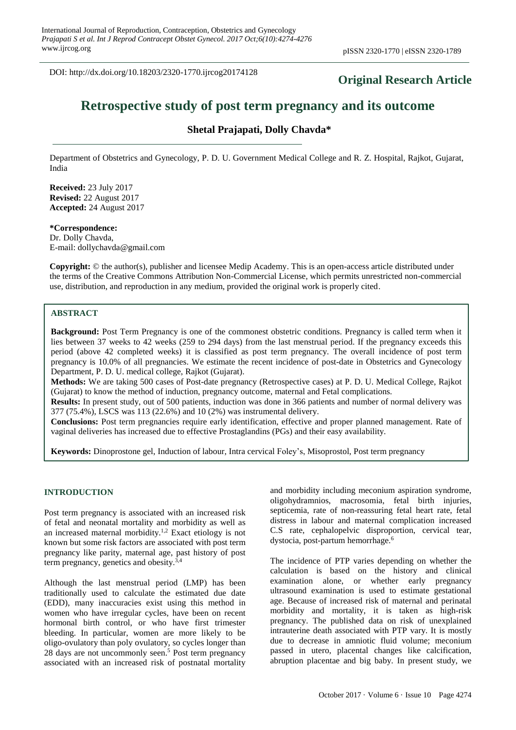DOI: http://dx.doi.org/10.18203/2320-1770.ijrcog20174128

**Original Research Article**

# Retrospective study of post term pregnancy and its outcome

**Shetal Prajapati, Dolly Chavda***

Department of Obstetrics and Gynecology, P. D. U. Government Medical College and R. Z. Hospital, Rajkot, Gujarat, India

**Received:** 23 July 2017
**Revised:** 22 August 2017
**Accepted:** 24 August 2017

**\*Correspondence:**
Dr. Dolly Chavda,
E-mail: dollychavda@gmail.com

**Copyright:** © the author(s), publisher and licensee Medip Academy. This is an open-access article distributed under the terms of the Creative Commons Attribution Non-Commercial License, which permits unrestricted non-commercial use, distribution, and reproduction in any medium, provided the original work is properly cited.

## ABSTRACT

**Background:** Post Term Pregnancy is one of the commonest obstetric conditions. Pregnancy is called term when it lies between 37 weeks to 42 weeks (259 to 294 days) from the last menstrual period. If the pregnancy exceeds this period (above 42 completed weeks) it is classified as post term pregnancy. The overall incidence of post term pregnancy is 10.0% of all pregnancies. We estimate the recent incidence of post-date in Obstetrics and Gynecology Department, P. D. U. medical college, Rajkot (Gujarat).

**Methods:** We are taking 500 cases of Post-date pregnancy (Retrospective cases) at P. D. U. Medical College, Rajkot (Gujarat) to know the method of induction, pregnancy outcome, maternal and Fetal complications.

**Results:** In present study, out of 500 patients, induction was done in 366 patients and number of normal delivery was 377 (75.4%), LSCS was 113 (22.6%) and 10 (2%) was instrumental delivery.

**Conclusions:** Post term pregnancies require early identification, effective and proper planned management. Rate of vaginal deliveries has increased due to effective Prostaglandins (PGs) and their easy availability.

**Keywords:** Dinoprostone gel, Induction of labour, Intra cervical Foley's, Misoprostol, Post term pregnancy

## INTRODUCTION

Post term pregnancy is associated with an increased risk of fetal and neonatal mortality and morbidity as well as an increased maternal morbidity.[1,2] Exact etiology is not known but some risk factors are associated with post term pregnancy like parity, maternal age, past history of post term pregnancy, genetics and obesity.[3,4]

Although the last menstrual period (LMP) has been traditionally used to calculate the estimated due date (EDD), many inaccuracies exist using this method in women who have irregular cycles, have been on recent hormonal birth control, or who have first trimester bleeding. In particular, women are more likely to be oligo-ovulatory than poly ovulatory, so cycles longer than 28 days are not uncommonly seen.[5] Post term pregnancy associated with an increased risk of postnatal mortality and morbidity including meconium aspiration syndrome, oligohydramnios, macrosomia, fetal birth injuries, septicemia, rate of non-reassuring fetal heart rate, fetal distress in labour and maternal complication increased C.S rate, cephalopelvic disproportion, cervical tear, dystocia, post-partum hemorrhage.[6]

The incidence of PTP varies depending on whether the calculation is based on the history and clinical examination alone, or whether early pregnancy ultrasound examination is used to estimate gestational age. Because of increased risk of maternal and perinatal morbidity and mortality, it is taken as high-risk pregnancy. The published data on risk of unexplained intrauterine death associated with PTP vary. It is mostly due to decrease in amniotic fluid volume; meconium passed in utero, placental changes like calcification, abruption placentae and big baby. In present study, we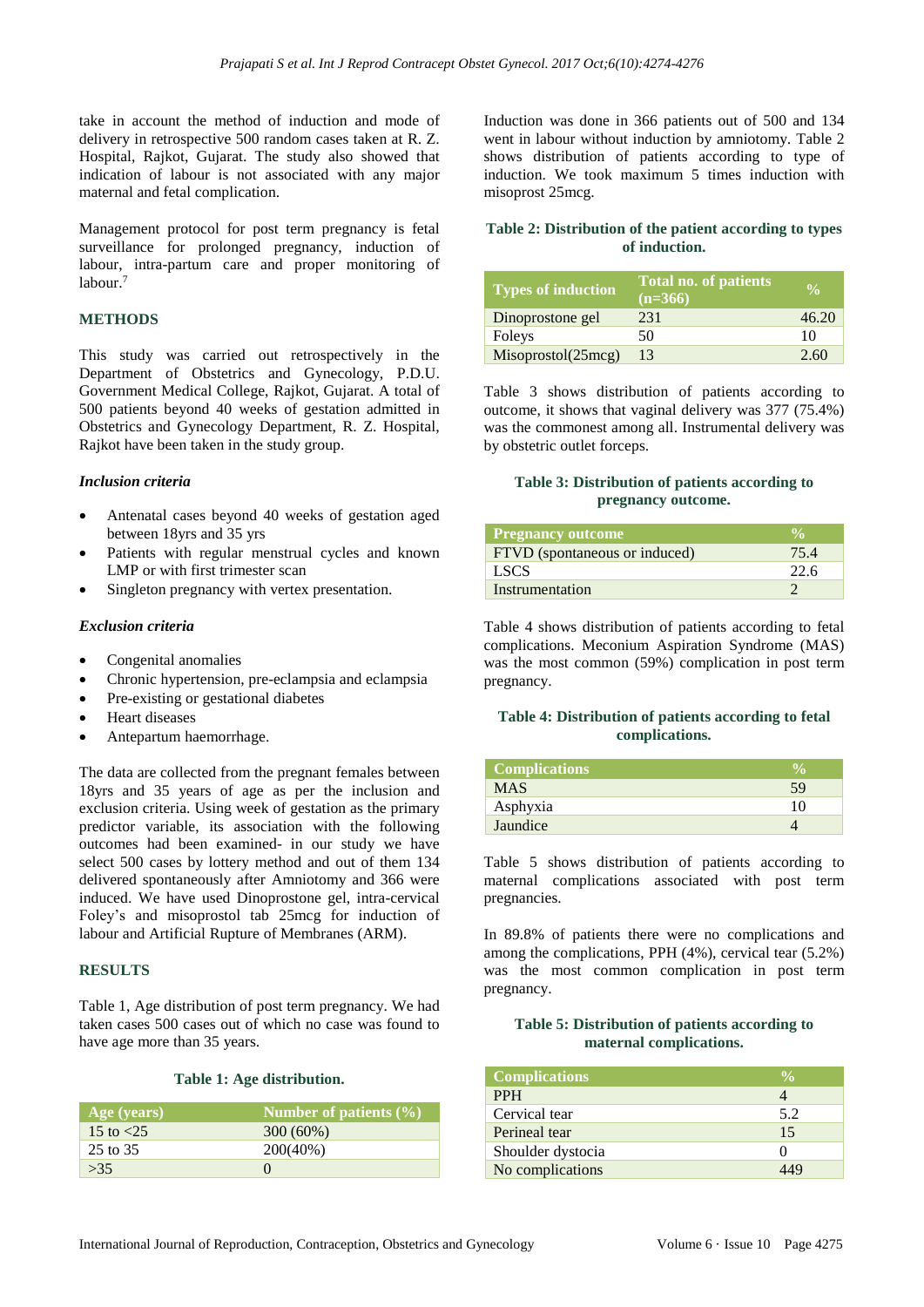take in account the method of induction and mode of delivery in retrospective 500 random cases taken at R. Z. Hospital, Rajkot, Gujarat. The study also showed that indication of labour is not associated with any major maternal and fetal complication.

Management protocol for post term pregnancy is fetal surveillance for prolonged pregnancy, induction of labour, intra-partum care and proper monitoring of labour.[7]

## METHODS

This study was carried out retrospectively in the Department of Obstetrics and Gynecology, P.D.U. Government Medical College, Rajkot, Gujarat. A total of 500 patients beyond 40 weeks of gestation admitted in Obstetrics and Gynecology Department, R. Z. Hospital, Rajkot have been taken in the study group.

### *Inclusion criteria*

- Antenatal cases beyond 40 weeks of gestation aged between 18yrs and 35 yrs
- Patients with regular menstrual cycles and known LMP or with first trimester scan
- Singleton pregnancy with vertex presentation.

### *Exclusion criteria*

- Congenital anomalies
- Chronic hypertension, pre-eclampsia and eclampsia
- Pre-existing or gestational diabetes
- Heart diseases
- Antepartum haemorrhage.

The data are collected from the pregnant females between 18yrs and 35 years of age as per the inclusion and exclusion criteria. Using week of gestation as the primary predictor variable, its association with the following outcomes had been examined- in our study we have select 500 cases by lottery method and out of them 134 delivered spontaneously after Amniotomy and 366 were induced. We have used Dinoprostone gel, intra-cervical Foley's and misoprostol tab 25mcg for induction of labour and Artificial Rupture of Membranes (ARM).

## RESULTS

Table 1, Age distribution of post term pregnancy. We had taken cases 500 cases out of which no case was found to have age more than 35 years.

**Table 1: Age distribution.**

| Age (years) | Number of patients (%) |
|---|---|
| 15 to <25 | 300 (60%) |
| 25 to 35 | 200(40%) |
| >35 | 0 |

Induction was done in 366 patients out of 500 and 134 went in labour without induction by amniotomy. Table 2 shows distribution of patients according to type of induction. We took maximum 5 times induction with misoprost 25mcg.

**Table 2: Distribution of the patient according to types of induction.**

| Types of induction | Total no. of patients (n=366) | % |
|---|---|---|
| Dinoprostone gel | 231 | 46.20 |
| Foleys | 50 | 10 |
| Misoprostol(25mcg) | 13 | 2.60 |

Table 3 shows distribution of patients according to outcome, it shows that vaginal delivery was 377 (75.4%) was the commonest among all. Instrumental delivery was by obstetric outlet forceps.

**Table 3: Distribution of patients according to pregnancy outcome.**

| Pregnancy outcome | % |
|---|---|
| FTVD (spontaneous or induced) | 75.4 |
| LSCS | 22.6 |
| Instrumentation | 2 |

Table 4 shows distribution of patients according to fetal complications. Meconium Aspiration Syndrome (MAS) was the most common (59%) complication in post term pregnancy.

**Table 4: Distribution of patients according to fetal complications.**

| Complications | % |
|---|---|
| MAS | 59 |
| Asphyxia | 10 |
| Jaundice | 4 |

Table 5 shows distribution of patients according to maternal complications associated with post term pregnancies.

In 89.8% of patients there were no complications and among the complications, PPH (4%), cervical tear (5.2%) was the most common complication in post term pregnancy.

**Table 5: Distribution of patients according to maternal complications.**

| Complications | % |
|---|---|
| PPH | 4 |
| Cervical tear | 5.2 |
| Perineal tear | 15 |
| Shoulder dystocia | 0 |
| No complications | 449 |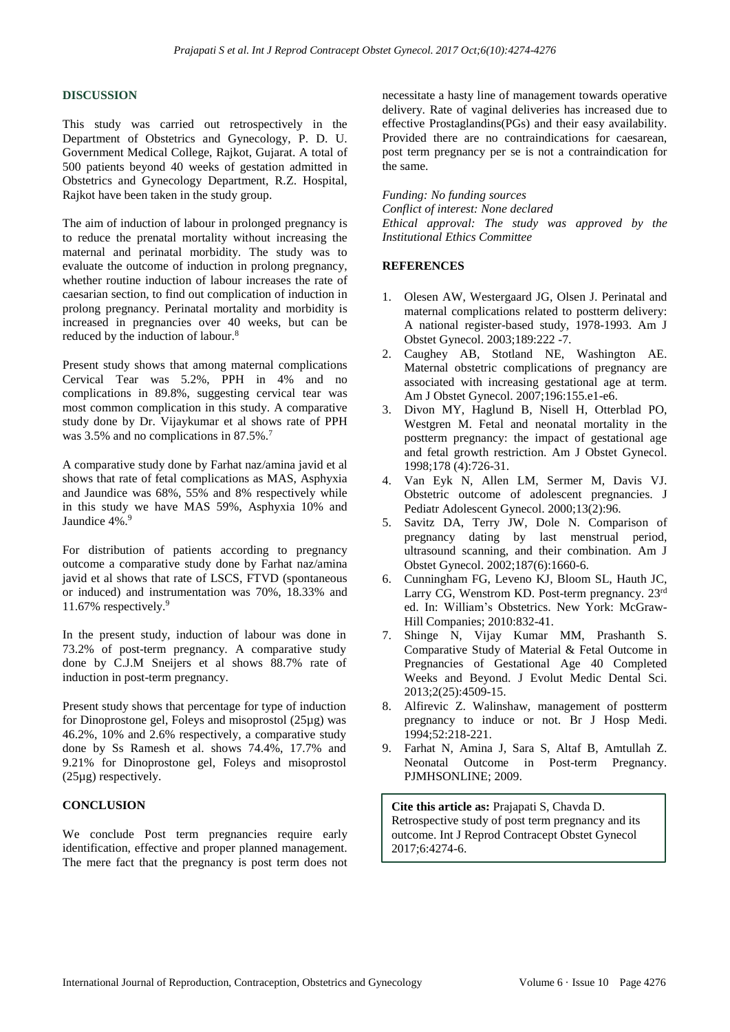## DISCUSSION

This study was carried out retrospectively in the Department of Obstetrics and Gynecology, P. D. U. Government Medical College, Rajkot, Gujarat. A total of 500 patients beyond 40 weeks of gestation admitted in Obstetrics and Gynecology Department, R.Z. Hospital, Rajkot have been taken in the study group.

The aim of induction of labour in prolonged pregnancy is to reduce the prenatal mortality without increasing the maternal and perinatal morbidity. The study was to evaluate the outcome of induction in prolong pregnancy, whether routine induction of labour increases the rate of caesarian section, to find out complication of induction in prolong pregnancy. Perinatal mortality and morbidity is increased in pregnancies over 40 weeks, but can be reduced by the induction of labour.[8]

Present study shows that among maternal complications Cervical Tear was 5.2%, PPH in 4% and no complications in 89.8%, suggesting cervical tear was most common complication in this study. A comparative study done by Dr. Vijaykumar et al shows rate of PPH was 3.5% and no complications in 87.5%.[7]

A comparative study done by Farhat naz/amina javid et al shows that rate of fetal complications as MAS, Asphyxia and Jaundice was 68%, 55% and 8% respectively while in this study we have MAS 59%, Asphyxia 10% and Jaundice 4%.[9]

For distribution of patients according to pregnancy outcome a comparative study done by Farhat naz/amina javid et al shows that rate of LSCS, FTVD (spontaneous or induced) and instrumentation was 70%, 18.33% and 11.67% respectively.[9]

In the present study, induction of labour was done in 73.2% of post-term pregnancy. A comparative study done by C.J.M Sneijers et al shows 88.7% rate of induction in post-term pregnancy.

Present study shows that percentage for type of induction for Dinoprostone gel, Foleys and misoprostol (25µg) was 46.2%, 10% and 2.6% respectively, a comparative study done by Ss Ramesh et al. shows 74.4%, 17.7% and 9.21% for Dinoprostone gel, Foleys and misoprostol (25µg) respectively.

## CONCLUSION

We conclude Post term pregnancies require early identification, effective and proper planned management. The mere fact that the pregnancy is post term does not necessitate a hasty line of management towards operative delivery. Rate of vaginal deliveries has increased due to effective Prostaglandins(PGs) and their easy availability. Provided there are no contraindications for caesarean, post term pregnancy per se is not a contraindication for the same.

*Funding: No funding sources*
*Conflict of interest: None declared*
*Ethical approval: The study was approved by the Institutional Ethics Committee*

## REFERENCES

1. Olesen AW, Westergaard JG, Olsen J. Perinatal and maternal complications related to postterm delivery: A national register-based study, 1978-1993. Am J Obstet Gynecol. 2003;189:222 -7.
2. Caughey AB, Stotland NE, Washington AE. Maternal obstetric complications of pregnancy are associated with increasing gestational age at term. Am J Obstet Gynecol. 2007;196:155.e1-e6.
3. Divon MY, Haglund B, Nisell H, Otterblad PO, Westgren M. Fetal and neonatal mortality in the postterm pregnancy: the impact of gestational age and fetal growth restriction. Am J Obstet Gynecol. 1998;178 (4):726-31.
4. Van Eyk N, Allen LM, Sermer M, Davis VJ. Obstetric outcome of adolescent pregnancies. J Pediatr Adolescent Gynecol. 2000;13(2):96.
5. Savitz DA, Terry JW, Dole N. Comparison of pregnancy dating by last menstrual period, ultrasound scanning, and their combination. Am J Obstet Gynecol. 2002;187(6):1660-6.
6. Cunningham FG, Leveno KJ, Bloom SL, Hauth JC, Larry CG, Wenstrom KD. Post-term pregnancy. 23rd ed. In: William's Obstetrics. New York: McGraw-Hill Companies; 2010:832-41.
7. Shinge N, Vijay Kumar MM, Prashanth S. Comparative Study of Material & Fetal Outcome in Pregnancies of Gestational Age 40 Completed Weeks and Beyond. J Evolut Medic Dental Sci. 2013;2(25):4509-15.
8. Alfirevic Z. Walinshaw, management of postterm pregnancy to induce or not. Br J Hosp Medi. 1994;52:218-221.
9. Farhat N, Amina J, Sara S, Altaf B, Amtullah Z. Neonatal Outcome in Post-term Pregnancy. PJMHSONLINE; 2009.

**Cite this article as:** Prajapati S, Chavda D. Retrospective study of post term pregnancy and its outcome. Int J Reprod Contracept Obstet Gynecol 2017;6:4274-6.